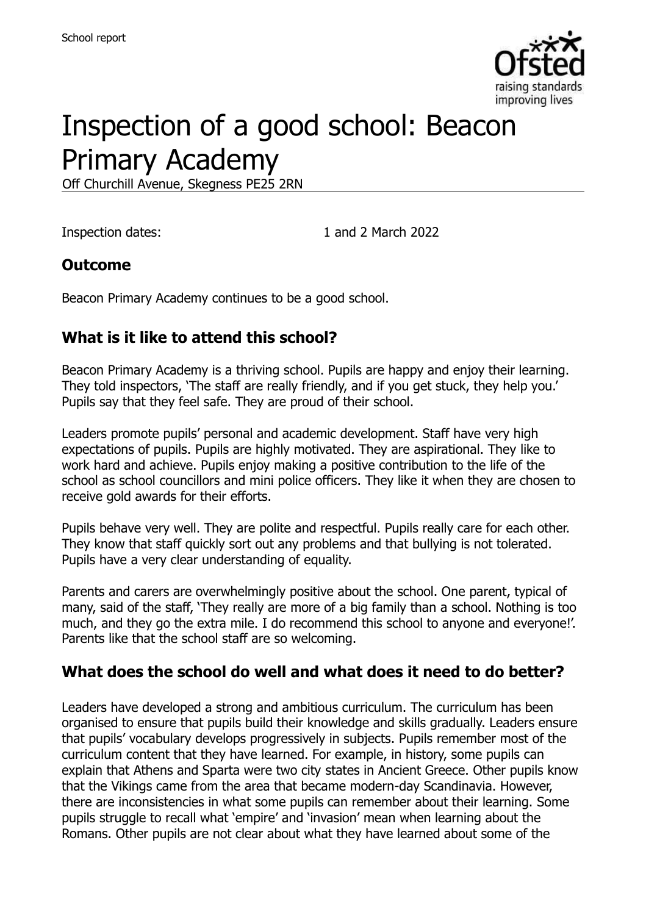School report

# Inspection of a good school: Beacon Primary Academy

Off Churchill Avenue, Skegness PE25 2RN

Inspection dates: 1 and 2 March 2022

## Outcome

Beacon Primary Academy continues to be a good school.

## What is it like to attend this school?

Beacon Primary Academy is a thriving school. Pupils are happy and enjoy their learning. They told inspectors, 'The staff are really friendly, and if you get stuck, they help you.' Pupils say that they feel safe. They are proud of their school.

Leaders promote pupils' personal and academic development. Staff have very high expectations of pupils. Pupils are highly motivated. They are aspirational. They like to work hard and achieve. Pupils enjoy making a positive contribution to the life of the school as school councillors and mini police officers. They like it when they are chosen to receive gold awards for their efforts.

Pupils behave very well. They are polite and respectful. Pupils really care for each other. They know that staff quickly sort out any problems and that bullying is not tolerated. Pupils have a very clear understanding of equality.

Parents and carers are overwhelmingly positive about the school. One parent, typical of many, said of the staff, 'They really are more of a big family than a school. Nothing is too much, and they go the extra mile. I do recommend this school to anyone and everyone!'. Parents like that the school staff are so welcoming.

## What does the school do well and what does it need to do better?

Leaders have developed a strong and ambitious curriculum. The curriculum has been organised to ensure that pupils build their knowledge and skills gradually. Leaders ensure that pupils' vocabulary develops progressively in subjects. Pupils remember most of the curriculum content that they have learned. For example, in history, some pupils can explain that Athens and Sparta were two city states in Ancient Greece. Other pupils know that the Vikings came from the area that became modern-day Scandinavia. However, there are inconsistencies in what some pupils can remember about their learning. Some pupils struggle to recall what 'empire' and 'invasion' mean when learning about the Romans. Other pupils are not clear about what they have learned about some of the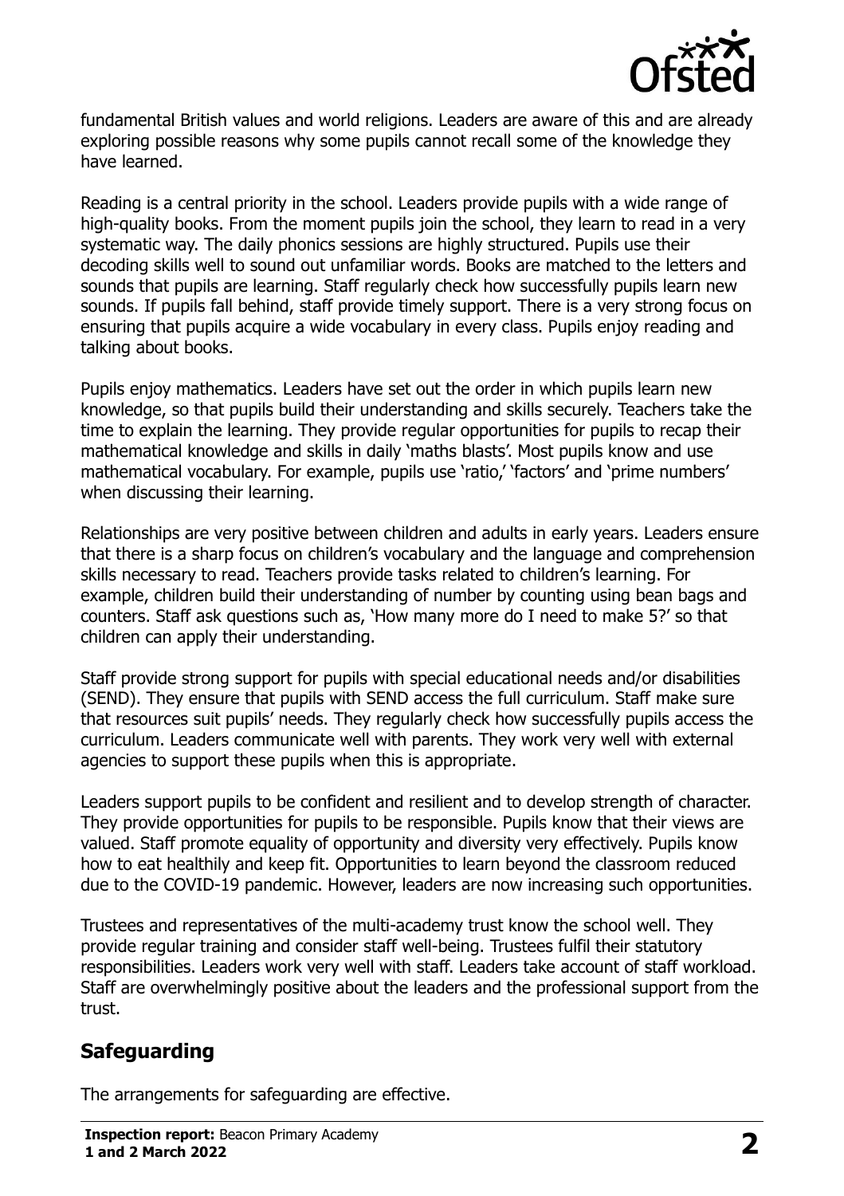fundamental British values and world religions. Leaders are aware of this and are already exploring possible reasons why some pupils cannot recall some of the knowledge they have learned.

Reading is a central priority in the school. Leaders provide pupils with a wide range of high-quality books. From the moment pupils join the school, they learn to read in a very systematic way. The daily phonics sessions are highly structured. Pupils use their decoding skills well to sound out unfamiliar words. Books are matched to the letters and sounds that pupils are learning. Staff regularly check how successfully pupils learn new sounds. If pupils fall behind, staff provide timely support. There is a very strong focus on ensuring that pupils acquire a wide vocabulary in every class. Pupils enjoy reading and talking about books.

Pupils enjoy mathematics. Leaders have set out the order in which pupils learn new knowledge, so that pupils build their understanding and skills securely. Teachers take the time to explain the learning. They provide regular opportunities for pupils to recap their mathematical knowledge and skills in daily 'maths blasts'. Most pupils know and use mathematical vocabulary. For example, pupils use 'ratio,' 'factors' and 'prime numbers' when discussing their learning.

Relationships are very positive between children and adults in early years. Leaders ensure that there is a sharp focus on children's vocabulary and the language and comprehension skills necessary to read. Teachers provide tasks related to children's learning. For example, children build their understanding of number by counting using bean bags and counters. Staff ask questions such as, 'How many more do I need to make 5?' so that children can apply their understanding.

Staff provide strong support for pupils with special educational needs and/or disabilities (SEND). They ensure that pupils with SEND access the full curriculum. Staff make sure that resources suit pupils' needs. They regularly check how successfully pupils access the curriculum. Leaders communicate well with parents. They work very well with external agencies to support these pupils when this is appropriate.

Leaders support pupils to be confident and resilient and to develop strength of character. They provide opportunities for pupils to be responsible. Pupils know that their views are valued. Staff promote equality of opportunity and diversity very effectively. Pupils know how to eat healthily and keep fit. Opportunities to learn beyond the classroom reduced due to the COVID-19 pandemic. However, leaders are now increasing such opportunities.

Trustees and representatives of the multi-academy trust know the school well. They provide regular training and consider staff well-being. Trustees fulfil their statutory responsibilities. Leaders work very well with staff. Leaders take account of staff workload. Staff are overwhelmingly positive about the leaders and the professional support from the trust.

## Safeguarding

The arrangements for safeguarding are effective.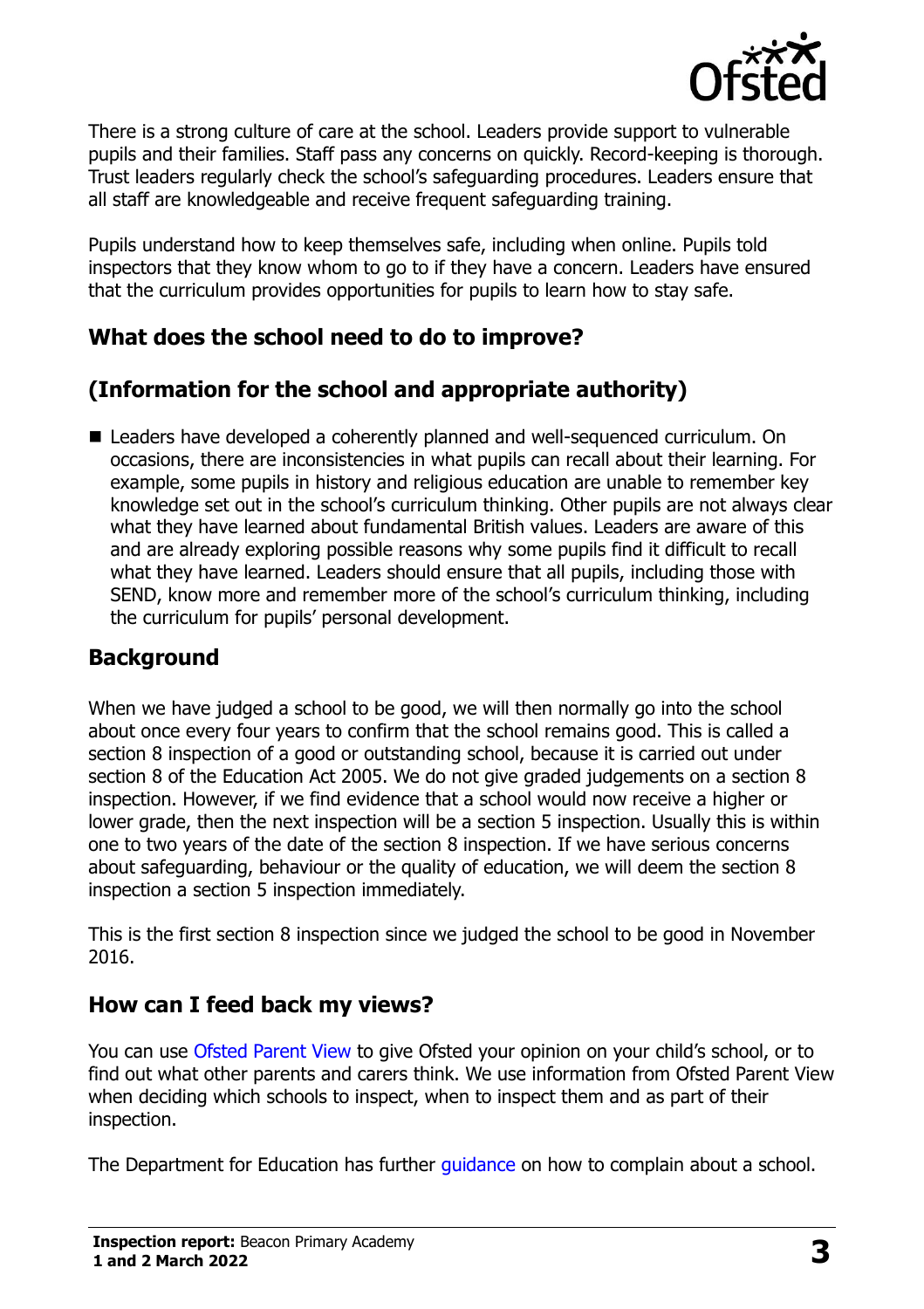There is a strong culture of care at the school. Leaders provide support to vulnerable pupils and their families. Staff pass any concerns on quickly. Record-keeping is thorough. Trust leaders regularly check the school's safeguarding procedures. Leaders ensure that all staff are knowledgeable and receive frequent safeguarding training.

Pupils understand how to keep themselves safe, including when online. Pupils told inspectors that they know whom to go to if they have a concern. Leaders have ensured that the curriculum provides opportunities for pupils to learn how to stay safe.

## What does the school need to do to improve?

## (Information for the school and appropriate authority)

- Leaders have developed a coherently planned and well-sequenced curriculum. On occasions, there are inconsistencies in what pupils can recall about their learning. For example, some pupils in history and religious education are unable to remember key knowledge set out in the school's curriculum thinking. Other pupils are not always clear what they have learned about fundamental British values. Leaders are aware of this and are already exploring possible reasons why some pupils find it difficult to recall what they have learned. Leaders should ensure that all pupils, including those with SEND, know more and remember more of the school's curriculum thinking, including the curriculum for pupils' personal development.

## Background

When we have judged a school to be good, we will then normally go into the school about once every four years to confirm that the school remains good. This is called a section 8 inspection of a good or outstanding school, because it is carried out under section 8 of the Education Act 2005. We do not give graded judgements on a section 8 inspection. However, if we find evidence that a school would now receive a higher or lower grade, then the next inspection will be a section 5 inspection. Usually this is within one to two years of the date of the section 8 inspection. If we have serious concerns about safeguarding, behaviour or the quality of education, we will deem the section 8 inspection a section 5 inspection immediately.

This is the first section 8 inspection since we judged the school to be good in November 2016.

## How can I feed back my views?

You can use Ofsted Parent View to give Ofsted your opinion on your child's school, or to find out what other parents and carers think. We use information from Ofsted Parent View when deciding which schools to inspect, when to inspect them and as part of their inspection.

The Department for Education has further guidance on how to complain about a school.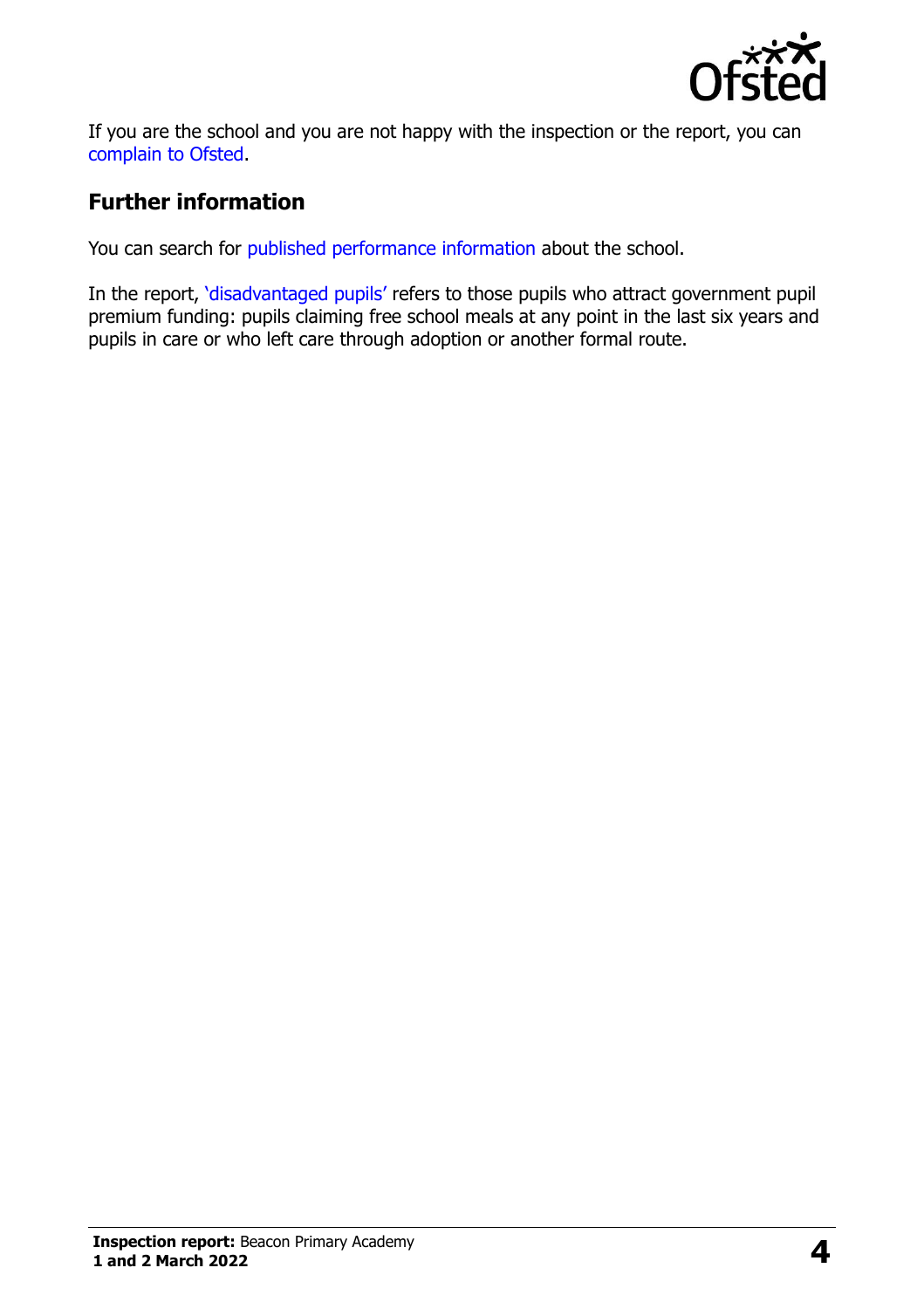If you are the school and you are not happy with the inspection or the report, you can complain to Ofsted.

## Further information

You can search for published performance information about the school.

In the report, 'disadvantaged pupils' refers to those pupils who attract government pupil premium funding: pupils claiming free school meals at any point in the last six years and pupils in care or who left care through adoption or another formal route.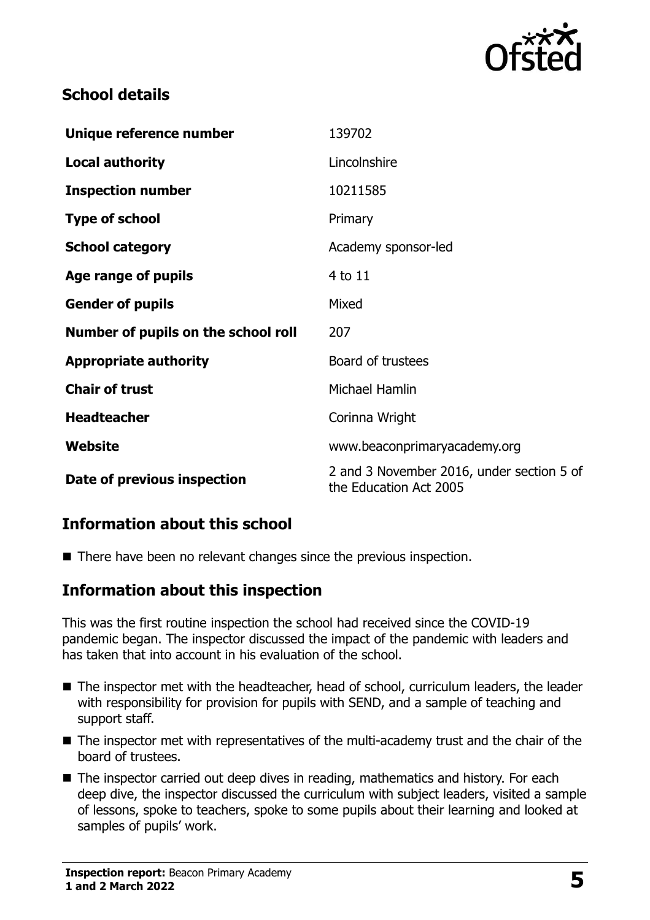## School details

| | |
|---|---|
| **Unique reference number** | 139702 |
| **Local authority** | Lincolnshire |
| **Inspection number** | 10211585 |
| **Type of school** | Primary |
| **School category** | Academy sponsor-led |
| **Age range of pupils** | 4 to 11 |
| **Gender of pupils** | Mixed |
| **Number of pupils on the school roll** | 207 |
| **Appropriate authority** | Board of trustees |
| **Chair of trust** | Michael Hamlin |
| **Headteacher** | Corinna Wright |
| **Website** | www.beaconprimaryacademy.org |
| **Date of previous inspection** | 2 and 3 November 2016, under section 5 of the Education Act 2005 |

## Information about this school

- There have been no relevant changes since the previous inspection.

## Information about this inspection

This was the first routine inspection the school had received since the COVID-19 pandemic began. The inspector discussed the impact of the pandemic with leaders and has taken that into account in his evaluation of the school.

- The inspector met with the headteacher, head of school, curriculum leaders, the leader with responsibility for provision for pupils with SEND, and a sample of teaching and support staff.
- The inspector met with representatives of the multi-academy trust and the chair of the board of trustees.
- The inspector carried out deep dives in reading, mathematics and history. For each deep dive, the inspector discussed the curriculum with subject leaders, visited a sample of lessons, spoke to teachers, spoke to some pupils about their learning and looked at samples of pupils' work.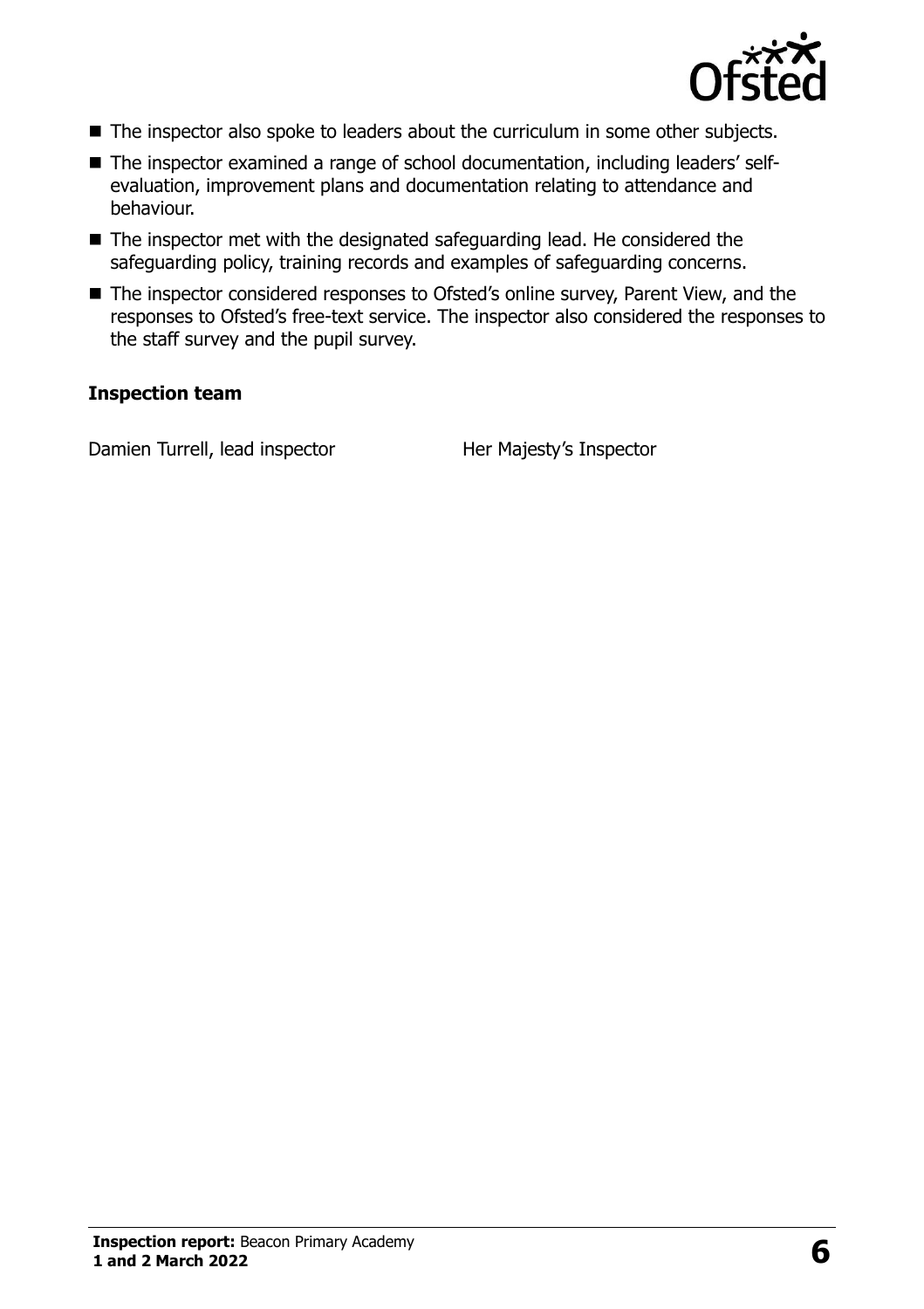- The inspector also spoke to leaders about the curriculum in some other subjects.
- The inspector examined a range of school documentation, including leaders' self-evaluation, improvement plans and documentation relating to attendance and behaviour.
- The inspector met with the designated safeguarding lead. He considered the safeguarding policy, training records and examples of safeguarding concerns.
- The inspector considered responses to Ofsted's online survey, Parent View, and the responses to Ofsted's free-text service. The inspector also considered the responses to the staff survey and the pupil survey.

### Inspection team

| | |
|---|---|
| Damien Turrell, lead inspector | Her Majesty's Inspector |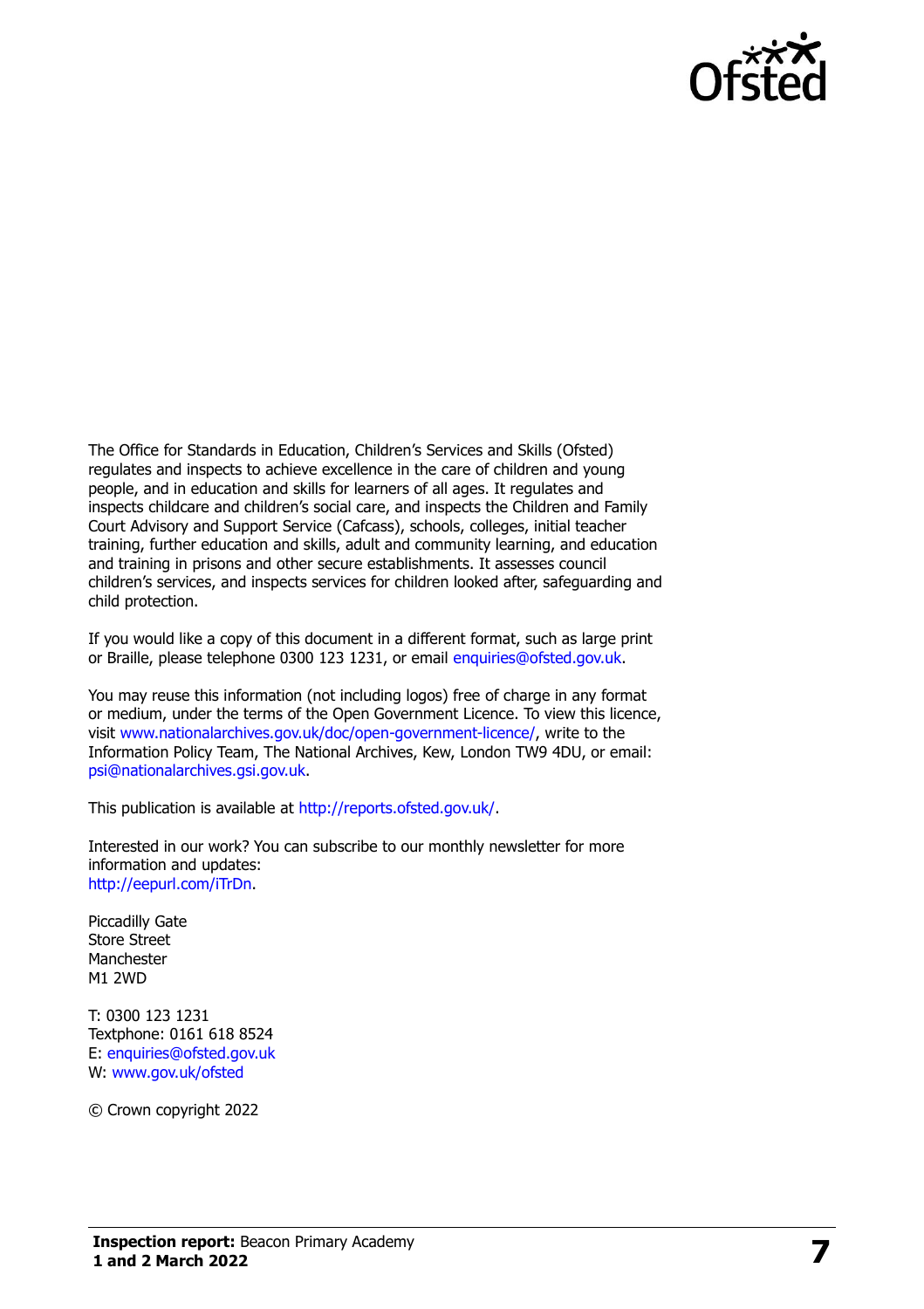The Office for Standards in Education, Children's Services and Skills (Ofsted) regulates and inspects to achieve excellence in the care of children and young people, and in education and skills for learners of all ages. It regulates and inspects childcare and children's social care, and inspects the Children and Family Court Advisory and Support Service (Cafcass), schools, colleges, initial teacher training, further education and skills, adult and community learning, and education and training in prisons and other secure establishments. It assesses council children's services, and inspects services for children looked after, safeguarding and child protection.

If you would like a copy of this document in a different format, such as large print or Braille, please telephone 0300 123 1231, or email enquiries@ofsted.gov.uk.

You may reuse this information (not including logos) free of charge in any format or medium, under the terms of the Open Government Licence. To view this licence, visit www.nationalarchives.gov.uk/doc/open-government-licence/, write to the Information Policy Team, The National Archives, Kew, London TW9 4DU, or email: psi@nationalarchives.gsi.gov.uk.

This publication is available at http://reports.ofsted.gov.uk/.

Interested in our work? You can subscribe to our monthly newsletter for more information and updates:
http://eepurl.com/iTrDn.

Piccadilly Gate
Store Street
Manchester
M1 2WD

T: 0300 123 1231
Textphone: 0161 618 8524
E: enquiries@ofsted.gov.uk
W: www.gov.uk/ofsted

© Crown copyright 2022